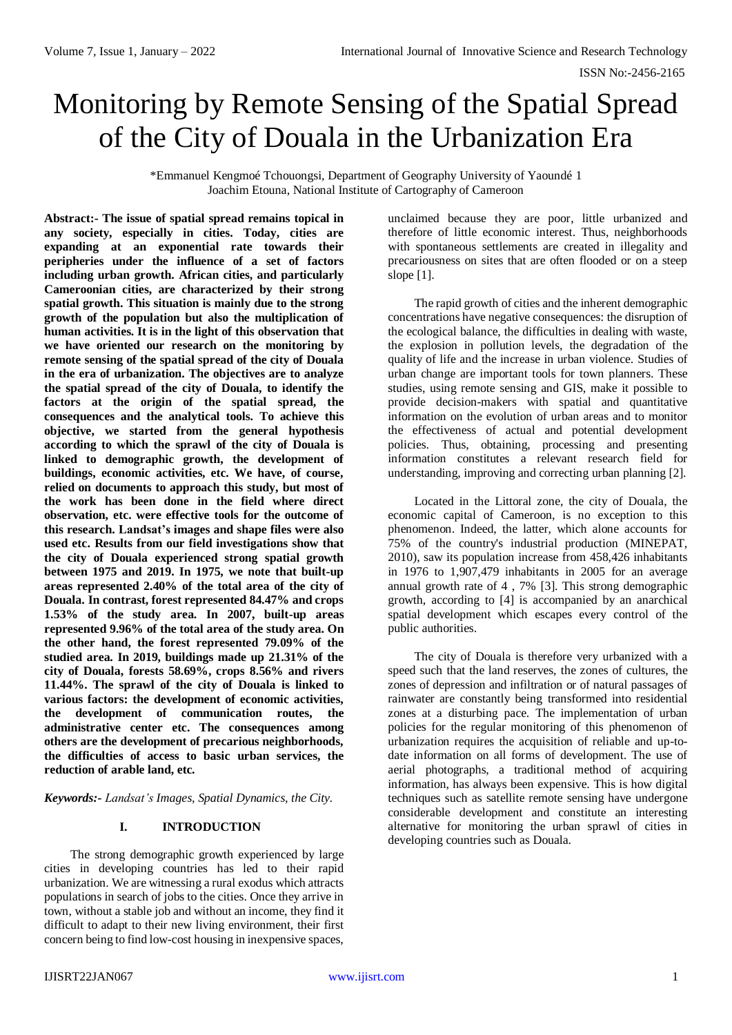# Monitoring by Remote Sensing of the Spatial Spread of the City of Douala in the Urbanization Era

*Emmanuel Kengmoé Tchouongsi, Department of Geography University of Yaoundé 1
Joachim Etouna, National Institute of Cartography of Cameroon

**Abstract:- The issue of spatial spread remains topical in any society, especially in cities. Today, cities are expanding at an exponential rate towards their peripheries under the influence of a set of factors including urban growth. African cities, and particularly Cameroonian cities, are characterized by their strong spatial growth. This situation is mainly due to the strong growth of the population but also the multiplication of human activities. It is in the light of this observation that we have oriented our research on the monitoring by remote sensing of the spatial spread of the city of Douala in the era of urbanization. The objectives are to analyze the spatial spread of the city of Douala, to identify the factors at the origin of the spatial spread, the consequences and the analytical tools. To achieve this objective, we started from the general hypothesis according to which the sprawl of the city of Douala is linked to demographic growth, the development of buildings, economic activities, etc. We have, of course, relied on documents to approach this study, but most of the work has been done in the field where direct observation, etc. were effective tools for the outcome of this research. Landsat's images and shape files were also used etc. Results from our field investigations show that the city of Douala experienced strong spatial growth between 1975 and 2019. In 1975, we note that built-up areas represented 2.40% of the total area of the city of Douala. In contrast, forest represented 84.47% and crops 1.53% of the study area. In 2007, built-up areas represented 9.96% of the total area of the study area. On the other hand, the forest represented 79.09% of the studied area. In 2019, buildings made up 21.31% of the city of Douala, forests 58.69%, crops 8.56% and rivers 11.44%. The sprawl of the city of Douala is linked to various factors: the development of economic activities, the development of communication routes, the administrative center etc. The consequences among others are the development of precarious neighborhoods, the difficulties of access to basic urban services, the reduction of arable land, etc.**

***Keywords:-*** *Landsat's Images, Spatial Dynamics, the City.*

## I. INTRODUCTION

The strong demographic growth experienced by large cities in developing countries has led to their rapid urbanization. We are witnessing a rural exodus which attracts populations in search of jobs to the cities. Once they arrive in town, without a stable job and without an income, they find it difficult to adapt to their new living environment, their first concern being to find low-cost housing in inexpensive spaces, unclaimed because they are poor, little urbanized and therefore of little economic interest. Thus, neighborhoods with spontaneous settlements are created in illegality and precariousness on sites that are often flooded or on a steep slope [1].

The rapid growth of cities and the inherent demographic concentrations have negative consequences: the disruption of the ecological balance, the difficulties in dealing with waste, the explosion in pollution levels, the degradation of the quality of life and the increase in urban violence. Studies of urban change are important tools for town planners. These studies, using remote sensing and GIS, make it possible to provide decision-makers with spatial and quantitative information on the evolution of urban areas and to monitor the effectiveness of actual and potential development policies. Thus, obtaining, processing and presenting information constitutes a relevant research field for understanding, improving and correcting urban planning [2].

Located in the Littoral zone, the city of Douala, the economic capital of Cameroon, is no exception to this phenomenon. Indeed, the latter, which alone accounts for 75% of the country's industrial production (MINEPAT, 2010), saw its population increase from 458,426 inhabitants in 1976 to 1,907,479 inhabitants in 2005 for an average annual growth rate of 4 , 7% [3]. This strong demographic growth, according to [4] is accompanied by an anarchical spatial development which escapes every control of the public authorities.

The city of Douala is therefore very urbanized with a speed such that the land reserves, the zones of cultures, the zones of depression and infiltration or of natural passages of rainwater are constantly being transformed into residential zones at a disturbing pace. The implementation of urban policies for the regular monitoring of this phenomenon of urbanization requires the acquisition of reliable and up-to-date information on all forms of development. The use of aerial photographs, a traditional method of acquiring information, has always been expensive. This is how digital techniques such as satellite remote sensing have undergone considerable development and constitute an interesting alternative for monitoring the urban sprawl of cities in developing countries such as Douala.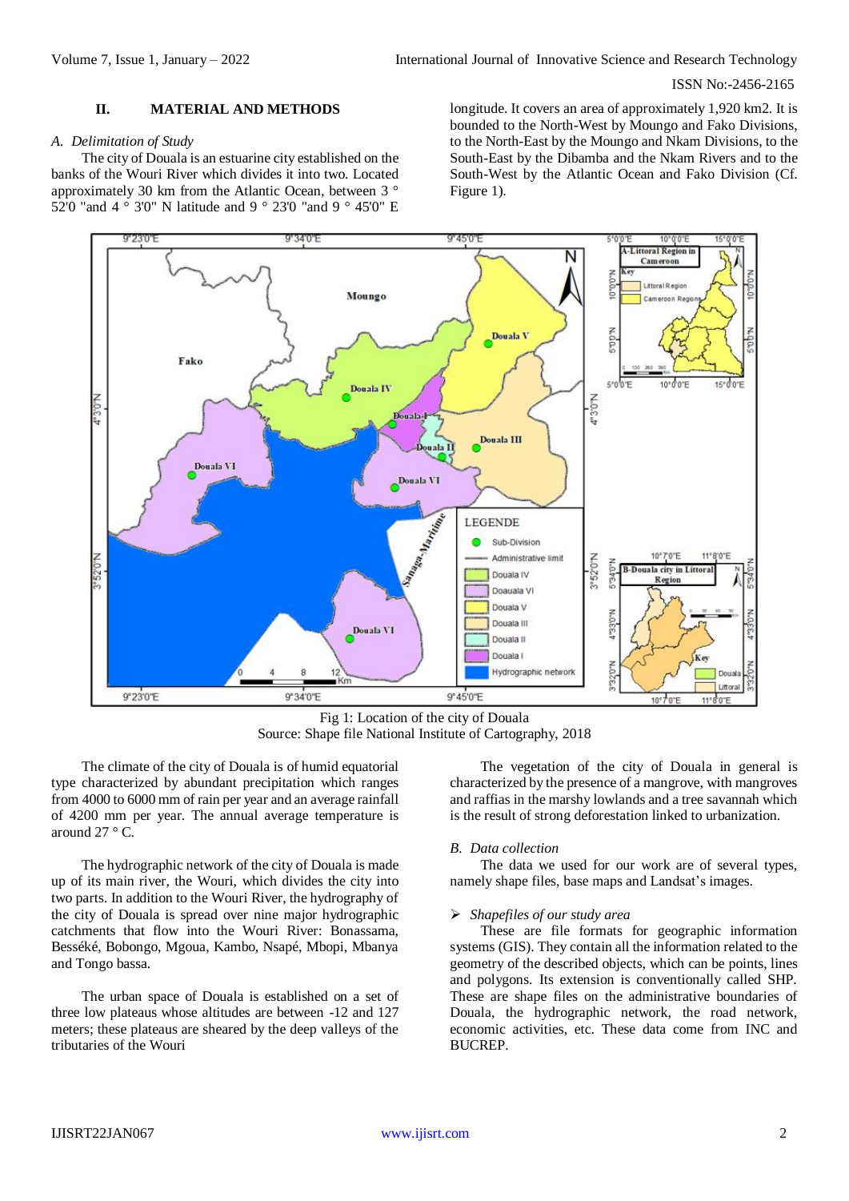## II. MATERIAL AND METHODS

### A. Delimitation of Study

The city of Douala is an estuarine city established on the banks of the Wouri River which divides it into two. Located approximately 30 km from the Atlantic Ocean, between 3 ° 52'0 "and 4 ° 3'0" N latitude and 9 ° 23'0 "and 9 ° 45'0" E longitude. It covers an area of approximately 1,920 km2. It is bounded to the North-West by Moungo and Fako Divisions, to the North-East by the Moungo and Nkam Divisions, to the South-East by the Dibamba and the Nkam Rivers and to the South-West by the Atlantic Ocean and Fako Division (Cf. Figure 1).

Fig 1: Location of the city of Douala
Source: Shape file National Institute of Cartography, 2018

The climate of the city of Douala is of humid equatorial type characterized by abundant precipitation which ranges from 4000 to 6000 mm of rain per year and an average rainfall of 4200 mm per year. The annual average temperature is around 27 ° C.

The hydrographic network of the city of Douala is made up of its main river, the Wouri, which divides the city into two parts. In addition to the Wouri River, the hydrography of the city of Douala is spread over nine major hydrographic catchments that flow into the Wouri River: Bonassama, Besséké, Bobongo, Mgoua, Kambo, Nsapé, Mbopi, Mbanya and Tongo bassa.

The urban space of Douala is established on a set of three low plateaus whose altitudes are between -12 and 127 meters; these plateaus are sheared by the deep valleys of the tributaries of the Wouri

The vegetation of the city of Douala in general is characterized by the presence of a mangrove, with mangroves and raffias in the marshy lowlands and a tree savannah which is the result of strong deforestation linked to urbanization.

### B. Data collection

The data we used for our work are of several types, namely shape files, base maps and Landsat's images.

- *Shapefiles of our study area*

These are file formats for geographic information systems (GIS). They contain all the information related to the geometry of the described objects, which can be points, lines and polygons. Its extension is conventionally called SHP. These are shape files on the administrative boundaries of Douala, the hydrographic network, the road network, economic activities, etc. These data come from INC and BUCREP.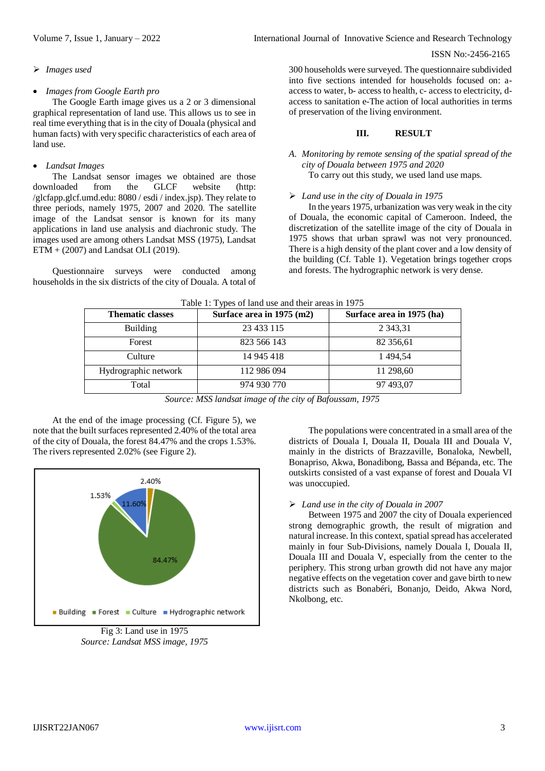➢ *Images used*

- *Images from Google Earth pro*

The Google Earth image gives us a 2 or 3 dimensional graphical representation of land use. This allows us to see in real time everything that is in the city of Douala (physical and human facts) with very specific characteristics of each area of land use.

- *Landsat Images*

The Landsat sensor images we obtained are those downloaded from the GLCF website (http: /glcfapp.glcf.umd.edu: 8080 / esdi / index.jsp). They relate to three periods, namely 1975, 2007 and 2020. The satellite image of the Landsat sensor is known for its many applications in land use analysis and diachronic study. The images used are among others Landsat MSS (1975), Landsat ETM + (2007) and Landsat OLI (2019).

Questionnaire surveys were conducted among households in the six districts of the city of Douala. A total of 300 households were surveyed. The questionnaire subdivided into five sections intended for households focused on: a-access to water, b- access to health, c- access to electricity, d-access to sanitation e-The action of local authorities in terms of preservation of the living environment.

## III. RESULT

### A. *Monitoring by remote sensing of the spatial spread of the city of Douala between 1975 and 2020*

To carry out this study, we used land use maps.

➢ *Land use in the city of Douala in 1975*

In the years 1975, urbanization was very weak in the city of Douala, the economic capital of Cameroon. Indeed, the discretization of the satellite image of the city of Douala in 1975 shows that urban sprawl was not very pronounced. There is a high density of the plant cover and a low density of the building (Cf. Table 1). Vegetation brings together crops and forests. The hydrographic network is very dense.

Table 1: Types of land use and their areas in 1975

| Thematic classes | Surface area in 1975 (m2) | Surface area in 1975 (ha) |
|---|---|---|
| Building | 23 433 115 | 2 343,31 |
| Forest | 823 566 143 | 82 356,61 |
| Culture | 14 945 418 | 1 494,54 |
| Hydrographic network | 112 986 094 | 11 298,60 |
| Total | 974 930 770 | 97 493,07 |

*Source: MSS landsat image of the city of Bafoussam, 1975*

At the end of the image processing (Cf. Figure 5), we note that the built surfaces represented 2.40% of the total area of the city of Douala, the forest 84.47% and the crops 1.53%. The rivers represented 2.02% (see Figure 2).

Fig 3: Land use in 1975
*Source: Landsat MSS image, 1975*

The populations were concentrated in a small area of the districts of Douala I, Douala II, Douala III and Douala V, mainly in the districts of Brazzaville, Bonaloka, Newbell, Bonapriso, Akwa, Bonadibong, Bassa and Bépanda, etc. The outskirts consisted of a vast expanse of forest and Douala VI was unoccupied.

➢ *Land use in the city of Douala in 2007*

Between 1975 and 2007 the city of Douala experienced strong demographic growth, the result of migration and natural increase. In this context, spatial spread has accelerated mainly in four Sub-Divisions, namely Douala I, Douala II, Douala III and Douala V, especially from the center to the periphery. This strong urban growth did not have any major negative effects on the vegetation cover and gave birth to new districts such as Bonabéri, Bonanjo, Deido, Akwa Nord, Nkolbong, etc.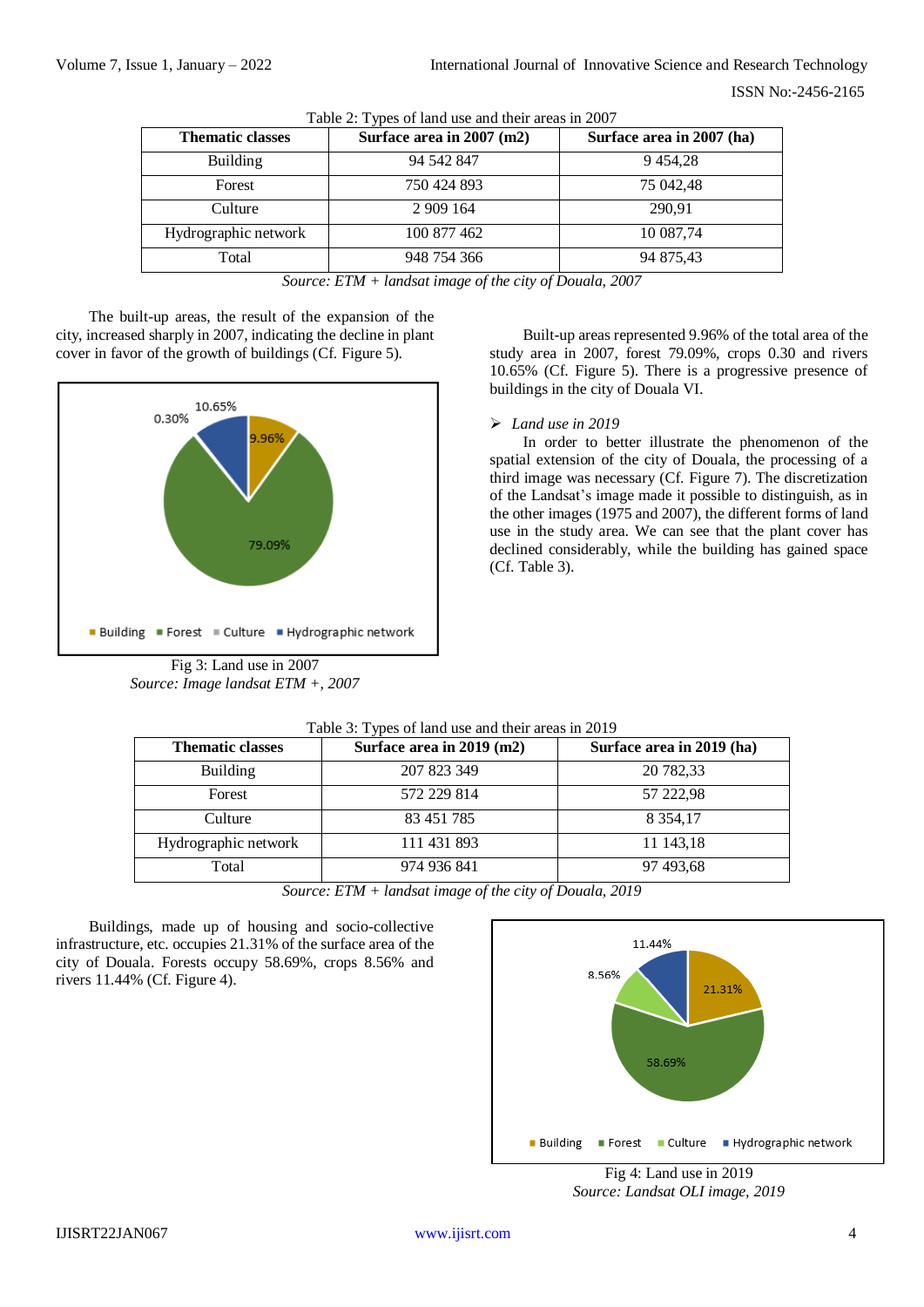Table 2: Types of land use and their areas in 2007

| Thematic classes | Surface area in 2007 (m2) | Surface area in 2007 (ha) |
|---|---|---|
| Building | 94 542 847 | 9 454,28 |
| Forest | 750 424 893 | 75 042,48 |
| Culture | 2 909 164 | 290,91 |
| Hydrographic network | 100 877 462 | 10 087,74 |
| Total | 948 754 366 | 94 875,43 |

*Source: ETM + landsat image of the city of Douala, 2007*

The built-up areas, the result of the expansion of the city, increased sharply in 2007, indicating the decline in plant cover in favor of the growth of buildings (Cf. Figure 5).

Fig 3: Land use in 2007
*Source: Image landsat ETM +, 2007*

Built-up areas represented 9.96% of the total area of the study area in 2007, forest 79.09%, crops 0.30 and rivers 10.65% (Cf. Figure 5). There is a progressive presence of buildings in the city of Douala VI.

➢ *Land use in 2019*

In order to better illustrate the phenomenon of the spatial extension of the city of Douala, the processing of a third image was necessary (Cf. Figure 7). The discretization of the Landsat's image made it possible to distinguish, as in the other images (1975 and 2007), the different forms of land use in the study area. We can see that the plant cover has declined considerably, while the building has gained space (Cf. Table 3).

Table 3: Types of land use and their areas in 2019

| Thematic classes | Surface area in 2019 (m2) | Surface area in 2019 (ha) |
|---|---|---|
| Building | 207 823 349 | 20 782,33 |
| Forest | 572 229 814 | 57 222,98 |
| Culture | 83 451 785 | 8 354,17 |
| Hydrographic network | 111 431 893 | 11 143,18 |
| Total | 974 936 841 | 97 493,68 |

*Source: ETM + landsat image of the city of Douala, 2019*

Buildings, made up of housing and socio-collective infrastructure, etc. occupies 21.31% of the surface area of the city of Douala. Forests occupy 58.69%, crops 8.56% and rivers 11.44% (Cf. Figure 4).

Fig 4: Land use in 2019
*Source: Landsat OLI image, 2019*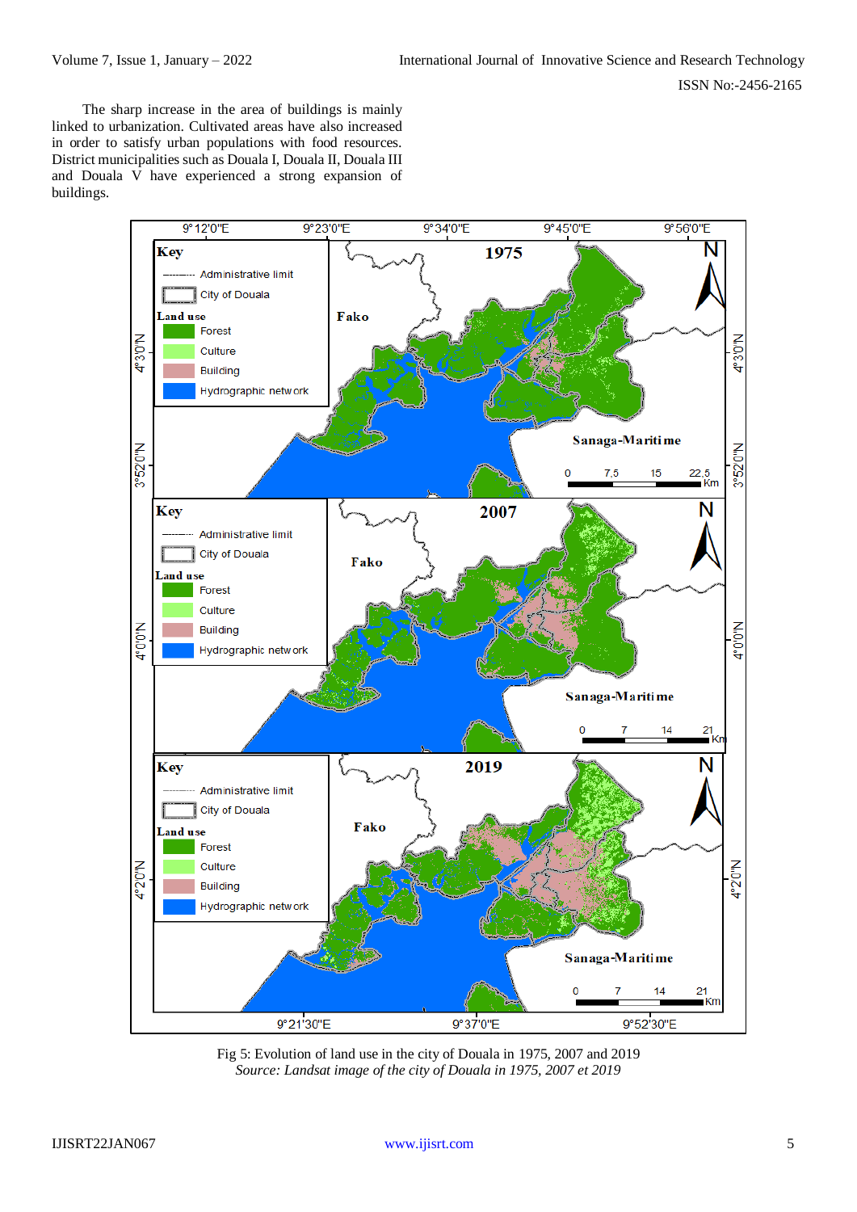The sharp increase in the area of buildings is mainly linked to urbanization. Cultivated areas have also increased in order to satisfy urban populations with food resources. District municipalities such as Douala I, Douala II, Douala III and Douala V have experienced a strong expansion of buildings.

Fig 5: Evolution of land use in the city of Douala in 1975, 2007 and 2019
*Source: Landsat image of the city of Douala in 1975, 2007 et 2019*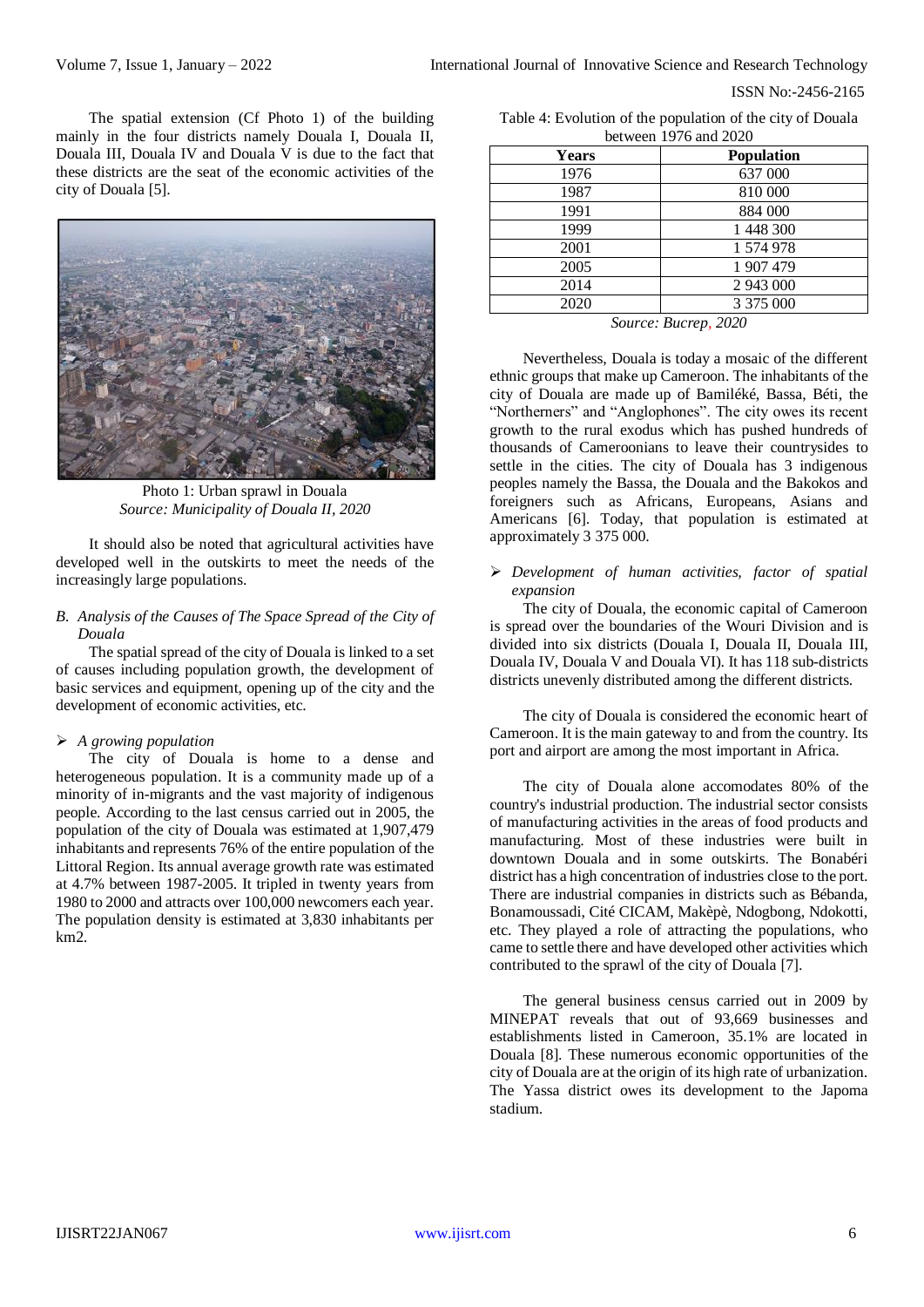The spatial extension (Cf Photo 1) of the building mainly in the four districts namely Douala I, Douala II, Douala III, Douala IV and Douala V is due to the fact that these districts are the seat of the economic activities of the city of Douala [5].

Photo 1: Urban sprawl in Douala
*Source: Municipality of Douala II, 2020*

It should also be noted that agricultural activities have developed well in the outskirts to meet the needs of the increasingly large populations.

### B. *Analysis of the Causes of The Space Spread of the City of Douala*

The spatial spread of the city of Douala is linked to a set of causes including population growth, the development of basic services and equipment, opening up of the city and the development of economic activities, etc.

➢ *A growing population*

The city of Douala is home to a dense and heterogeneous population. It is a community made up of a minority of in-migrants and the vast majority of indigenous people. According to the last census carried out in 2005, the population of the city of Douala was estimated at 1,907,479 inhabitants and represents 76% of the entire population of the Littoral Region. Its annual average growth rate was estimated at 4.7% between 1987-2005. It tripled in twenty years from 1980 to 2000 and attracts over 100,000 newcomers each year. The population density is estimated at 3,830 inhabitants per km2.

Table 4: Evolution of the population of the city of Douala between 1976 and 2020

| Years | Population |
|---|---|
| 1976 | 637 000 |
| 1987 | 810 000 |
| 1991 | 884 000 |
| 1999 | 1 448 300 |
| 2001 | 1 574 978 |
| 2005 | 1 907 479 |
| 2014 | 2 943 000 |
| 2020 | 3 375 000 |

*Source: Bucrep, 2020*

Nevertheless, Douala is today a mosaic of the different ethnic groups that make up Cameroon. The inhabitants of the city of Douala are made up of Bamiléké, Bassa, Béti, the "Northerners" and "Anglophones". The city owes its recent growth to the rural exodus which has pushed hundreds of thousands of Cameroonians to leave their countrysides to settle in the cities. The city of Douala has 3 indigenous peoples namely the Bassa, the Douala and the Bakokos and foreigners such as Africans, Europeans, Asians and Americans [6]. Today, that population is estimated at approximately 3 375 000.

➢ *Development of human activities, factor of spatial expansion*

The city of Douala, the economic capital of Cameroon is spread over the boundaries of the Wouri Division and is divided into six districts (Douala I, Douala II, Douala III, Douala IV, Douala V and Douala VI). It has 118 sub-districts districts unevenly distributed among the different districts.

The city of Douala is considered the economic heart of Cameroon. It is the main gateway to and from the country. Its port and airport are among the most important in Africa.

The city of Douala alone accomodates 80% of the country's industrial production. The industrial sector consists of manufacturing activities in the areas of food products and manufacturing. Most of these industries were built in downtown Douala and in some outskirts. The Bonabéri district has a high concentration of industries close to the port. There are industrial companies in districts such as Bébanda, Bonamoussadi, Cité CICAM, Makèpè, Ndogbong, Ndokotti, etc. They played a role of attracting the populations, who came to settle there and have developed other activities which contributed to the sprawl of the city of Douala [7].

The general business census carried out in 2009 by MINEPAT reveals that out of 93,669 businesses and establishments listed in Cameroon, 35.1% are located in Douala [8]. These numerous economic opportunities of the city of Douala are at the origin of its high rate of urbanization. The Yassa district owes its development to the Japoma stadium.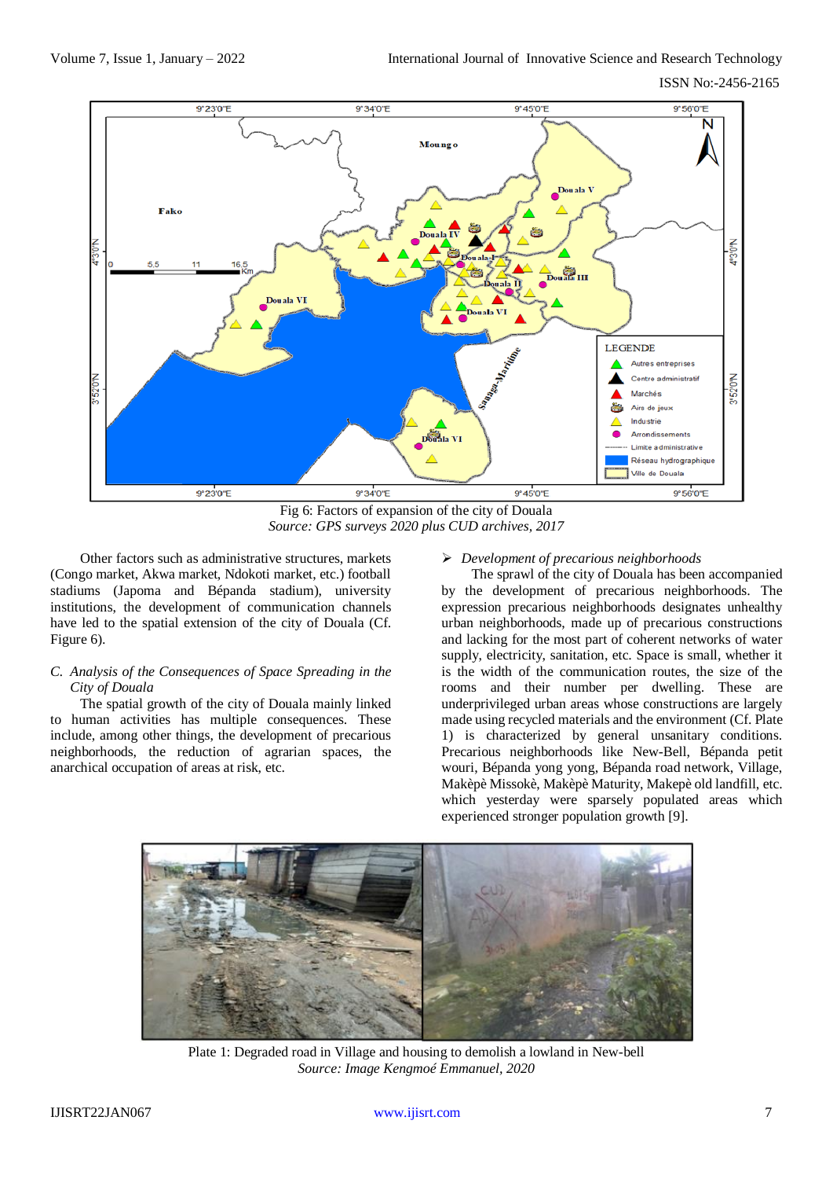Fig 6: Factors of expansion of the city of Douala

*Source: GPS surveys 2020 plus CUD archives, 2017*

Other factors such as administrative structures, markets (Congo market, Akwa market, Ndokoti market, etc.) football stadiums (Japoma and Bépanda stadium), university institutions, the development of communication channels have led to the spatial extension of the city of Douala (Cf. Figure 6).

### *C. Analysis of the Consequences of Space Spreading in the City of Douala*

The spatial growth of the city of Douala mainly linked to human activities has multiple consequences. These include, among other things, the development of precarious neighborhoods, the reduction of agrarian spaces, the anarchical occupation of areas at risk, etc.

➢ *Development of precarious neighborhoods*

The sprawl of the city of Douala has been accompanied by the development of precarious neighborhoods. The expression precarious neighborhoods designates unhealthy urban neighborhoods, made up of precarious constructions and lacking for the most part of coherent networks of water supply, electricity, sanitation, etc. Space is small, whether it is the width of the communication routes, the size of the rooms and their number per dwelling. These are underprivileged urban areas whose constructions are largely made using recycled materials and the environment (Cf. Plate 1) is characterized by general unsanitary conditions. Precarious neighborhoods like New-Bell, Bépanda petit wouri, Bépanda yong yong, Bépanda road network, Village, Makèpè Missokè, Makèpè Maturity, Makepè old landfill, etc. which yesterday were sparsely populated areas which experienced stronger population growth [9].

Plate 1: Degraded road in Village and housing to demolish a lowland in New-bell

*Source: Image Kengmoé Emmanuel, 2020*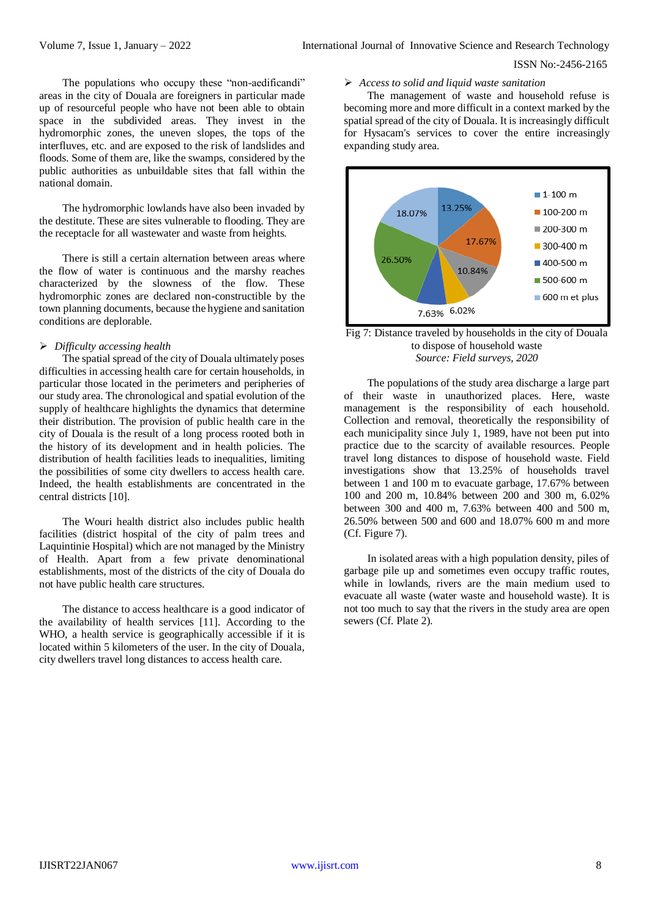The populations who occupy these "non-aedificandi" areas in the city of Douala are foreigners in particular made up of resourceful people who have not been able to obtain space in the subdivided areas. They invest in the hydromorphic zones, the uneven slopes, the tops of the interfluves, etc. and are exposed to the risk of landslides and floods. Some of them are, like the swamps, considered by the public authorities as unbuildable sites that fall within the national domain.

The hydromorphic lowlands have also been invaded by the destitute. These are sites vulnerable to flooding. They are the receptacle for all wastewater and waste from heights.

There is still a certain alternation between areas where the flow of water is continuous and the marshy reaches characterized by the slowness of the flow. These hydromorphic zones are declared non-constructible by the town planning documents, because the hygiene and sanitation conditions are deplorable.

- *Difficulty accessing health*

The spatial spread of the city of Douala ultimately poses difficulties in accessing health care for certain households, in particular those located in the perimeters and peripheries of our study area. The chronological and spatial evolution of the supply of healthcare highlights the dynamics that determine their distribution. The provision of public health care in the city of Douala is the result of a long process rooted both in the history of its development and in health policies. The distribution of health facilities leads to inequalities, limiting the possibilities of some city dwellers to access health care. Indeed, the health establishments are concentrated in the central districts [10].

The Wouri health district also includes public health facilities (district hospital of the city of palm trees and Laquintinie Hospital) which are not managed by the Ministry of Health. Apart from a few private denominational establishments, most of the districts of the city of Douala do not have public health care structures.

The distance to access healthcare is a good indicator of the availability of health services [11]. According to the WHO, a health service is geographically accessible if it is located within 5 kilometers of the user. In the city of Douala, city dwellers travel long distances to access health care.

- *Access to solid and liquid waste sanitation*

The management of waste and household refuse is becoming more and more difficult in a context marked by the spatial spread of the city of Douala. It is increasingly difficult for Hysacam's services to cover the entire increasingly expanding study area.

| Distance | Share |
|---|---|
| 1-100 m | 13.25% |
| 100-200 m | 17.67% |
| 200-300 m | 10.84% |
| 300-400 m | 6.02% |
| 400-500 m | 7.63% |
| 500-600 m | 26.50% |
| 600 m et plus | 18.07% |

Fig 7: Distance traveled by households in the city of Douala to dispose of household waste
*Source: Field surveys, 2020*

The populations of the study area discharge a large part of their waste in unauthorized places. Here, waste management is the responsibility of each household. Collection and removal, theoretically the responsibility of each municipality since July 1, 1989, have not been put into practice due to the scarcity of available resources. People travel long distances to dispose of household waste. Field investigations show that 13.25% of households travel between 1 and 100 m to evacuate garbage, 17.67% between 100 and 200 m, 10.84% between 200 and 300 m, 6.02% between 300 and 400 m, 7.63% between 400 and 500 m, 26.50% between 500 and 600 and 18.07% 600 m and more (Cf. Figure 7).

In isolated areas with a high population density, piles of garbage pile up and sometimes even occupy traffic routes, while in lowlands, rivers are the main medium used to evacuate all waste (water waste and household waste). It is not too much to say that the rivers in the study area are open sewers (Cf. Plate 2).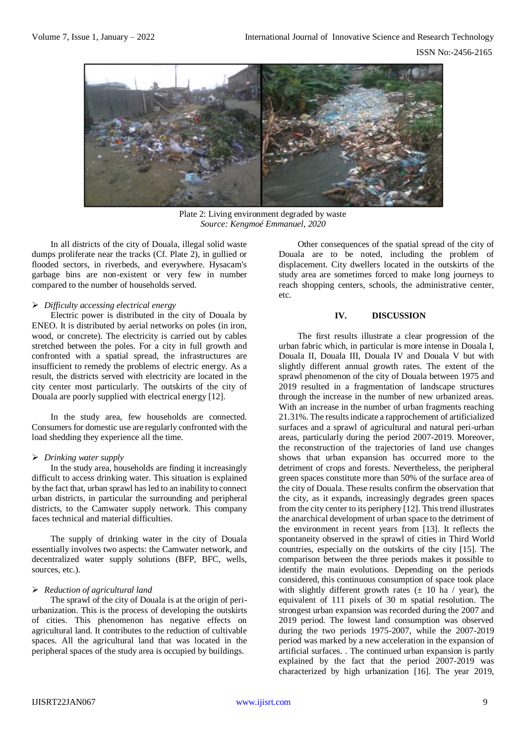Plate 2: Living environment degraded by waste
*Source: Kengmoé Emmanuel, 2020*

In all districts of the city of Douala, illegal solid waste dumps proliferate near the tracks (Cf. Plate 2), in gullied or flooded sectors, in riverbeds, and everywhere. Hysacam's garbage bins are non-existent or very few in number compared to the number of households served.

- *Difficulty accessing electrical energy*

Electric power is distributed in the city of Douala by ENEO. It is distributed by aerial networks on poles (in iron, wood, or concrete). The electricity is carried out by cables stretched between the poles. For a city in full growth and confronted with a spatial spread, the infrastructures are insufficient to remedy the problems of electric energy. As a result, the districts served with electricity are located in the city center most particularly. The outskirts of the city of Douala are poorly supplied with electrical energy [12].

In the study area, few households are connected. Consumers for domestic use are regularly confronted with the load shedding they experience all the time.

- *Drinking water supply*

In the study area, households are finding it increasingly difficult to access drinking water. This situation is explained by the fact that, urban sprawl has led to an inability to connect urban districts, in particular the surrounding and peripheral districts, to the Camwater supply network. This company faces technical and material difficulties.

The supply of drinking water in the city of Douala essentially involves two aspects: the Camwater network, and decentralized water supply solutions (BFP, BFC, wells, sources, etc.).

- *Reduction of agricultural land*

The sprawl of the city of Douala is at the origin of peri-urbanization. This is the process of developing the outskirts of cities. This phenomenon has negative effects on agricultural land. It contributes to the reduction of cultivable spaces. All the agricultural land that was located in the peripheral spaces of the study area is occupied by buildings.

Other consequences of the spatial spread of the city of Douala are to be noted, including the problem of displacement. City dwellers located in the outskirts of the study area are sometimes forced to make long journeys to reach shopping centers, schools, the administrative center, etc.

## IV. DISCUSSION

The first results illustrate a clear progression of the urban fabric which, in particular is more intense in Douala I, Douala II, Douala III, Douala IV and Douala V but with slightly different annual growth rates. The extent of the sprawl phenomenon of the city of Douala between 1975 and 2019 resulted in a fragmentation of landscape structures through the increase in the number of new urbanized areas. With an increase in the number of urban fragments reaching 21.31%. The results indicate a rapprochement of artificialized surfaces and a sprawl of agricultural and natural peri-urban areas, particularly during the period 2007-2019. Moreover, the reconstruction of the trajectories of land use changes shows that urban expansion has occurred more to the detriment of crops and forests. Nevertheless, the peripheral green spaces constitute more than 50% of the surface area of the city of Douala. These results confirm the observation that the city, as it expands, increasingly degrades green spaces from the city center to its periphery [12]. This trend illustrates the anarchical development of urban space to the detriment of the environment in recent years from [13]. It reflects the spontaneity observed in the sprawl of cities in Third World countries, especially on the outskirts of the city [15]. The comparison between the three periods makes it possible to identify the main evolutions. Depending on the periods considered, this continuous consumption of space took place with slightly different growth rates (± 10 ha / year), the equivalent of 111 pixels of 30 m spatial resolution. The strongest urban expansion was recorded during the 2007 and 2019 period. The lowest land consumption was observed during the two periods 1975-2007, while the 2007-2019 period was marked by a new acceleration in the expansion of artificial surfaces. . The continued urban expansion is partly explained by the fact that the period 2007-2019 was characterized by high urbanization [16]. The year 2019,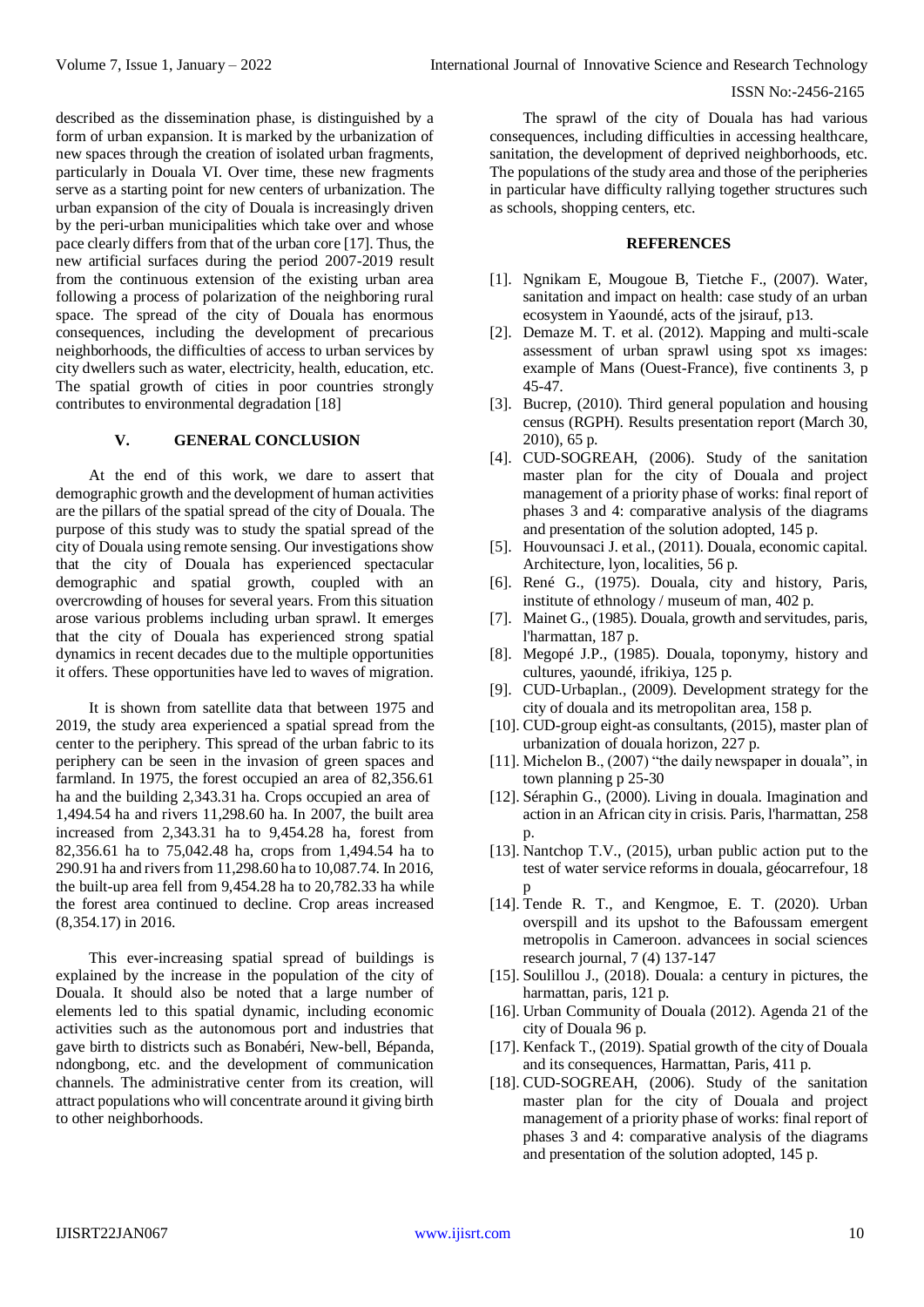described as the dissemination phase, is distinguished by a form of urban expansion. It is marked by the urbanization of new spaces through the creation of isolated urban fragments, particularly in Douala VI. Over time, these new fragments serve as a starting point for new centers of urbanization. The urban expansion of the city of Douala is increasingly driven by the peri-urban municipalities which take over and whose pace clearly differs from that of the urban core [17]. Thus, the new artificial surfaces during the period 2007-2019 result from the continuous extension of the existing urban area following a process of polarization of the neighboring rural space. The spread of the city of Douala has enormous consequences, including the development of precarious neighborhoods, the difficulties of access to urban services by city dwellers such as water, electricity, health, education, etc. The spatial growth of cities in poor countries strongly contributes to environmental degradation [18]

## V. GENERAL CONCLUSION

At the end of this work, we dare to assert that demographic growth and the development of human activities are the pillars of the spatial spread of the city of Douala. The purpose of this study was to study the spatial spread of the city of Douala using remote sensing. Our investigations show that the city of Douala has experienced spectacular demographic and spatial growth, coupled with an overcrowding of houses for several years. From this situation arose various problems including urban sprawl. It emerges that the city of Douala has experienced strong spatial dynamics in recent decades due to the multiple opportunities it offers. These opportunities have led to waves of migration.

It is shown from satellite data that between 1975 and 2019, the study area experienced a spatial spread from the center to the periphery. This spread of the urban fabric to its periphery can be seen in the invasion of green spaces and farmland. In 1975, the forest occupied an area of 82,356.61 ha and the building 2,343.31 ha. Crops occupied an area of 1,494.54 ha and rivers 11,298.60 ha. In 2007, the built area increased from 2,343.31 ha to 9,454.28 ha, forest from 82,356.61 ha to 75,042.48 ha, crops from 1,494.54 ha to 290.91 ha and rivers from 11,298.60 ha to 10,087.74. In 2016, the built-up area fell from 9,454.28 ha to 20,782.33 ha while the forest area continued to decline. Crop areas increased (8,354.17) in 2016.

This ever-increasing spatial spread of buildings is explained by the increase in the population of the city of Douala. It should also be noted that a large number of elements led to this spatial dynamic, including economic activities such as the autonomous port and industries that gave birth to districts such as Bonabéri, New-bell, Bépanda, ndongbong, etc. and the development of communication channels. The administrative center from its creation, will attract populations who will concentrate around it giving birth to other neighborhoods.

The sprawl of the city of Douala has had various consequences, including difficulties in accessing healthcare, sanitation, the development of deprived neighborhoods, etc. The populations of the study area and those of the peripheries in particular have difficulty rallying together structures such as schools, shopping centers, etc.

## REFERENCES

[1]. Ngnikam E, Mougoue B, Tietche F., (2007). Water, sanitation and impact on health: case study of an urban ecosystem in Yaoundé, acts of the jsirauf, p13.

[2]. Demaze M. T. et al. (2012). Mapping and multi-scale assessment of urban sprawl using spot xs images: example of Mans (Ouest-France), five continents 3, p 45-47.

[3]. Bucrep, (2010). Third general population and housing census (RGPH). Results presentation report (March 30, 2010), 65 p.

[4]. CUD-SOGREAH, (2006). Study of the sanitation master plan for the city of Douala and project management of a priority phase of works: final report of phases 3 and 4: comparative analysis of the diagrams and presentation of the solution adopted, 145 p.

[5]. Houvounsaci J. et al., (2011). Douala, economic capital. Architecture, lyon, localities, 56 p.

[6]. René G., (1975). Douala, city and history, Paris, institute of ethnology / museum of man, 402 p.

[7]. Mainet G., (1985). Douala, growth and servitudes, paris, l'harmattan, 187 p.

[8]. Megopé J.P., (1985). Douala, toponymy, history and cultures, yaoundé, ifrikiya, 125 p.

[9]. CUD-Urbaplan., (2009). Development strategy for the city of douala and its metropolitan area, 158 p.

[10]. CUD-group eight-as consultants, (2015), master plan of urbanization of douala horizon, 227 p.

[11]. Michelon B., (2007) "the daily newspaper in douala", in town planning p 25-30

[12]. Séraphin G., (2000). Living in douala. Imagination and action in an African city in crisis. Paris, l'harmattan, 258 p.

[13]. Nantchop T.V., (2015), urban public action put to the test of water service reforms in douala, géocarrefour, 18 p

[14]. Tende R. T., and Kengmoe, E. T. (2020). Urban overspill and its upshot to the Bafoussam emergent metropolis in Cameroon. advancees in social sciences research journal, 7 (4) 137-147

[15]. Soulillou J., (2018). Douala: a century in pictures, the harmattan, paris, 121 p.

[16]. Urban Community of Douala (2012). Agenda 21 of the city of Douala 96 p.

[17]. Kenfack T., (2019). Spatial growth of the city of Douala and its consequences, Harmattan, Paris, 411 p.

[18]. CUD-SOGREAH, (2006). Study of the sanitation master plan for the city of Douala and project management of a priority phase of works: final report of phases 3 and 4: comparative analysis of the diagrams and presentation of the solution adopted, 145 p.